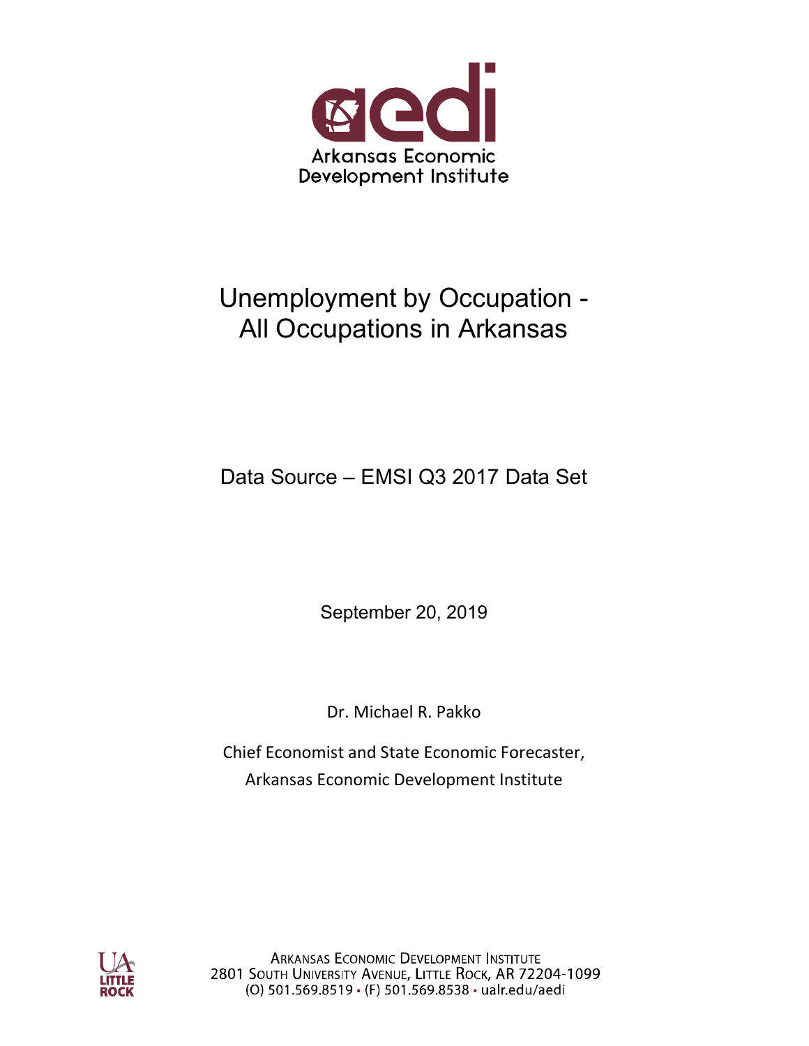aedi

Arkansas Economic Development Institute

# Unemployment by Occupation - All Occupations in Arkansas

Data Source – EMSI Q3 2017 Data Set

September 20, 2019

Dr. Michael R. Pakko

Chief Economist and State Economic Forecaster,
Arkansas Economic Development Institute

ARKANSAS ECONOMIC DEVELOPMENT INSTITUTE
2801 SOUTH UNIVERSITY AVENUE, LITTLE ROCK, AR 72204-1099
(O) 501.569.8519 • (F) 501.569.8538 • ualr.edu/aedi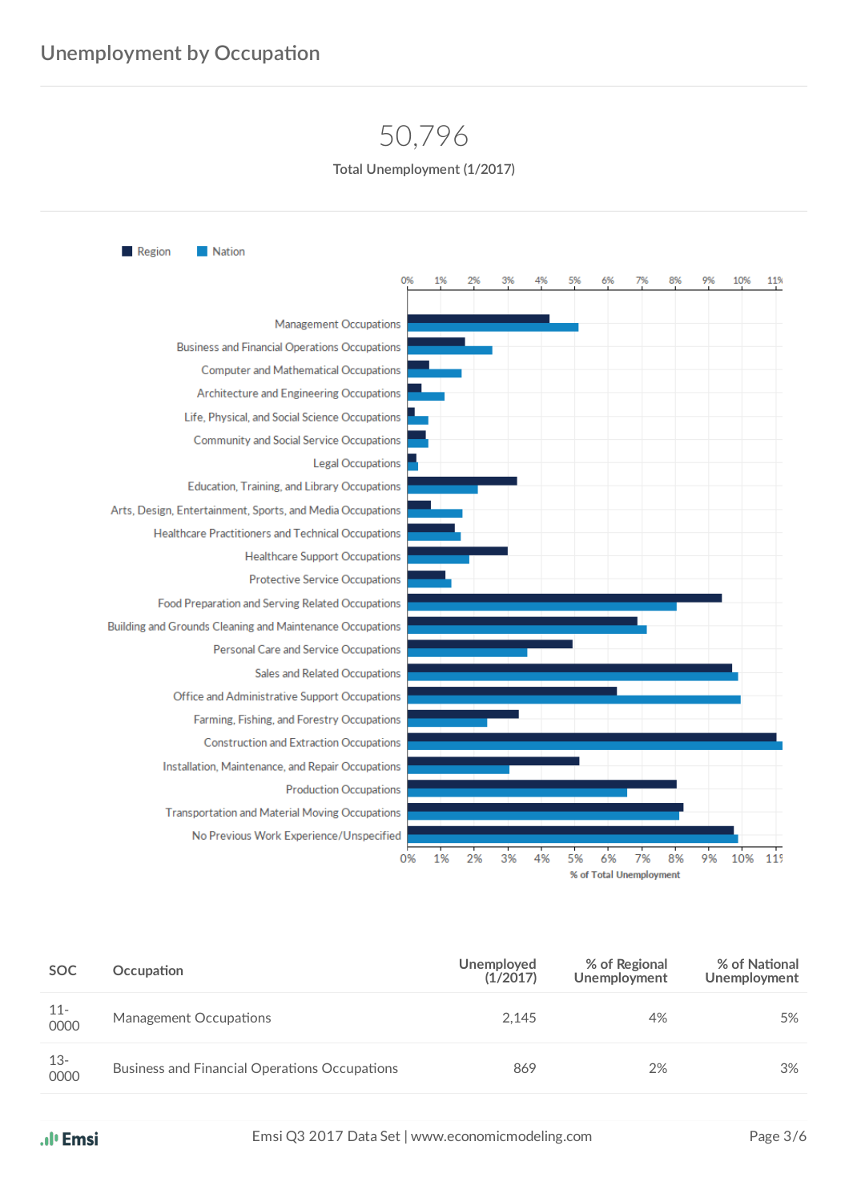# Unemployment by Occupation

**50,796**

Total Unemployment (1/2017)

| SOC | Occupation | Unemployed (1/2017) | % of Regional Unemployment | % of National Unemployment |
|---|---|---|---|---|
| 11-0000 | Management Occupations | 2,145 | 4% | 5% |
| 13-0000 | Business and Financial Operations Occupations | 869 | 2% | 3% |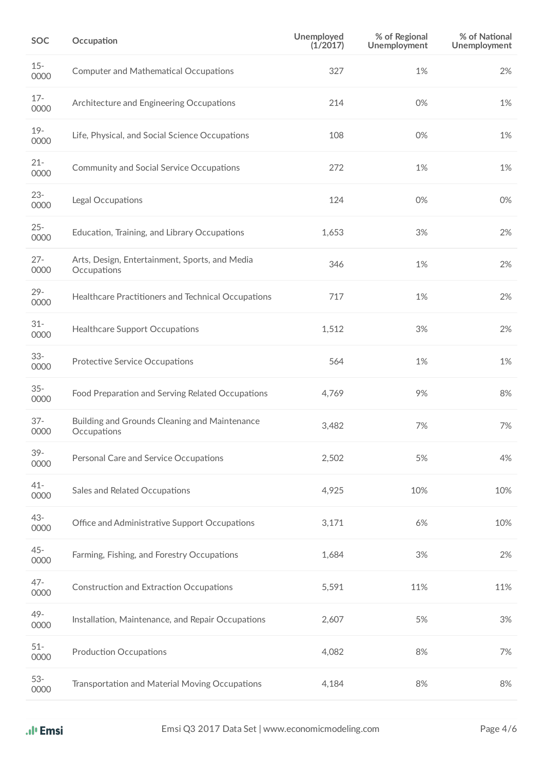| SOC | Occupation | Unemployed (1/2017) | % of Regional Unemployment | % of National Unemployment |
|---|---|---|---|---|
| 15-0000 | Computer and Mathematical Occupations | 327 | 1% | 2% |
| 17-0000 | Architecture and Engineering Occupations | 214 | 0% | 1% |
| 19-0000 | Life, Physical, and Social Science Occupations | 108 | 0% | 1% |
| 21-0000 | Community and Social Service Occupations | 272 | 1% | 1% |
| 23-0000 | Legal Occupations | 124 | 0% | 0% |
| 25-0000 | Education, Training, and Library Occupations | 1,653 | 3% | 2% |
| 27-0000 | Arts, Design, Entertainment, Sports, and Media Occupations | 346 | 1% | 2% |
| 29-0000 | Healthcare Practitioners and Technical Occupations | 717 | 1% | 2% |
| 31-0000 | Healthcare Support Occupations | 1,512 | 3% | 2% |
| 33-0000 | Protective Service Occupations | 564 | 1% | 1% |
| 35-0000 | Food Preparation and Serving Related Occupations | 4,769 | 9% | 8% |
| 37-0000 | Building and Grounds Cleaning and Maintenance Occupations | 3,482 | 7% | 7% |
| 39-0000 | Personal Care and Service Occupations | 2,502 | 5% | 4% |
| 41-0000 | Sales and Related Occupations | 4,925 | 10% | 10% |
| 43-0000 | Office and Administrative Support Occupations | 3,171 | 6% | 10% |
| 45-0000 | Farming, Fishing, and Forestry Occupations | 1,684 | 3% | 2% |
| 47-0000 | Construction and Extraction Occupations | 5,591 | 11% | 11% |
| 49-0000 | Installation, Maintenance, and Repair Occupations | 2,607 | 5% | 3% |
| 51-0000 | Production Occupations | 4,082 | 8% | 7% |
| 53-0000 | Transportation and Material Moving Occupations | 4,184 | 8% | 8% |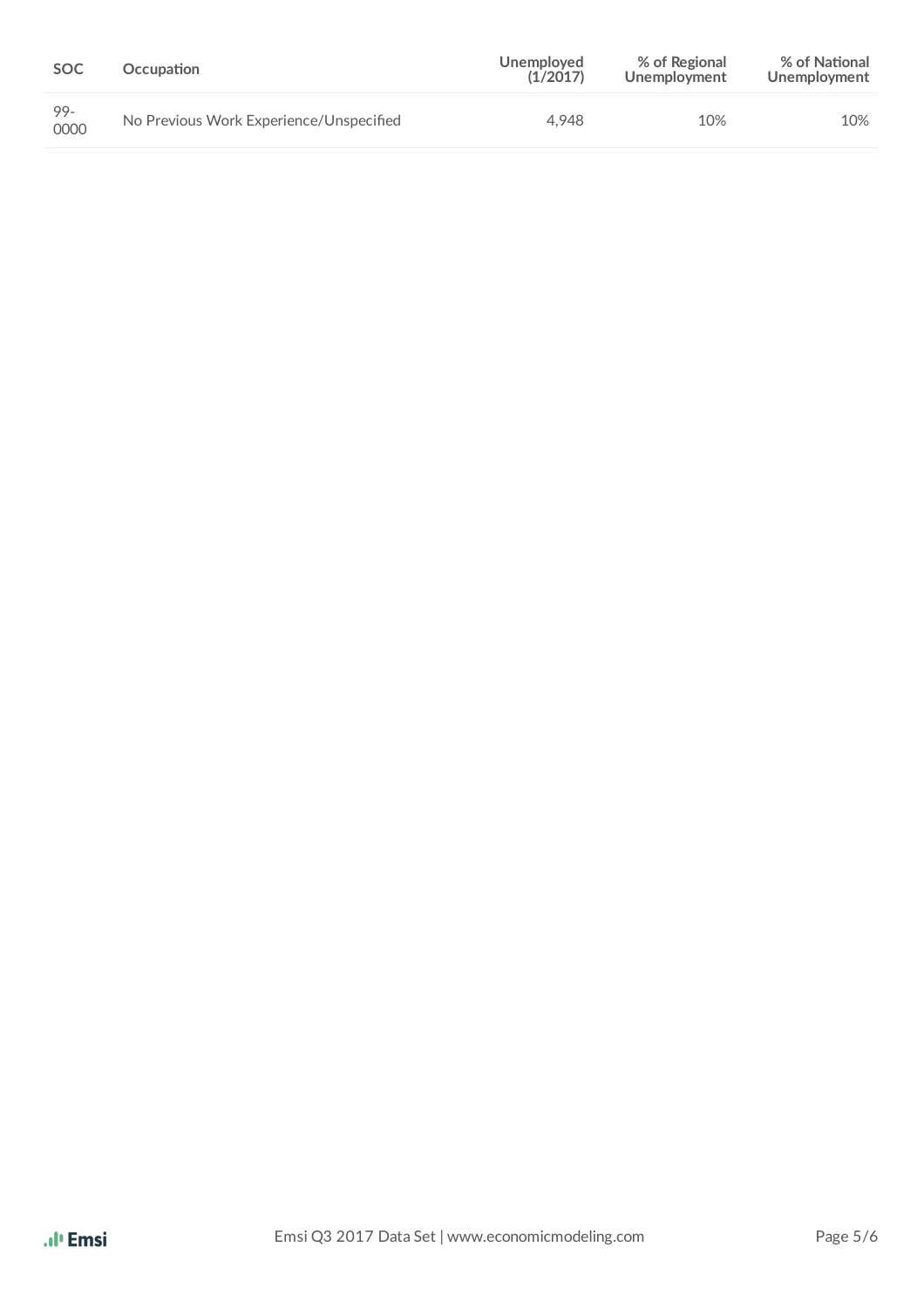| SOC | Occupation | Unemployed (1/2017) | % of Regional Unemployment | % of National Unemployment |
|---|---|---|---|---|
| 99-0000 | No Previous Work Experience/Unspecified | 4,948 | 10% | 10% |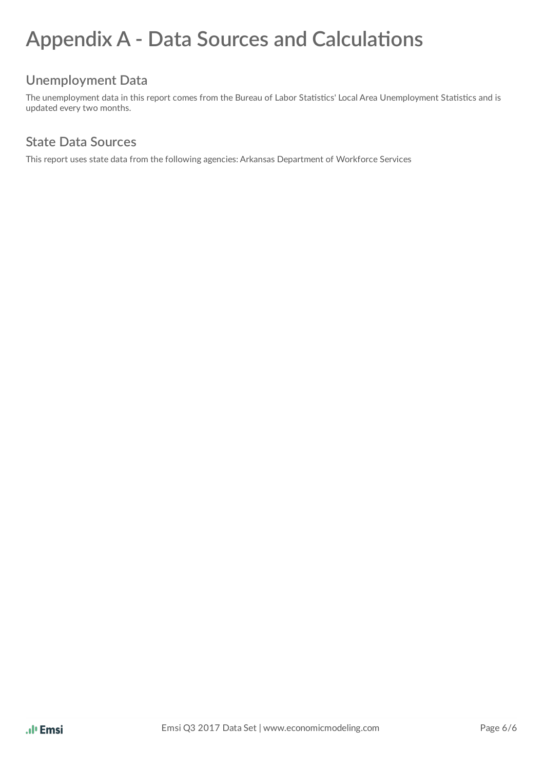# Appendix A - Data Sources and Calculations

## Unemployment Data

The unemployment data in this report comes from the Bureau of Labor Statistics' Local Area Unemployment Statistics and is updated every two months.

## State Data Sources

This report uses state data from the following agencies: Arkansas Department of Workforce Services